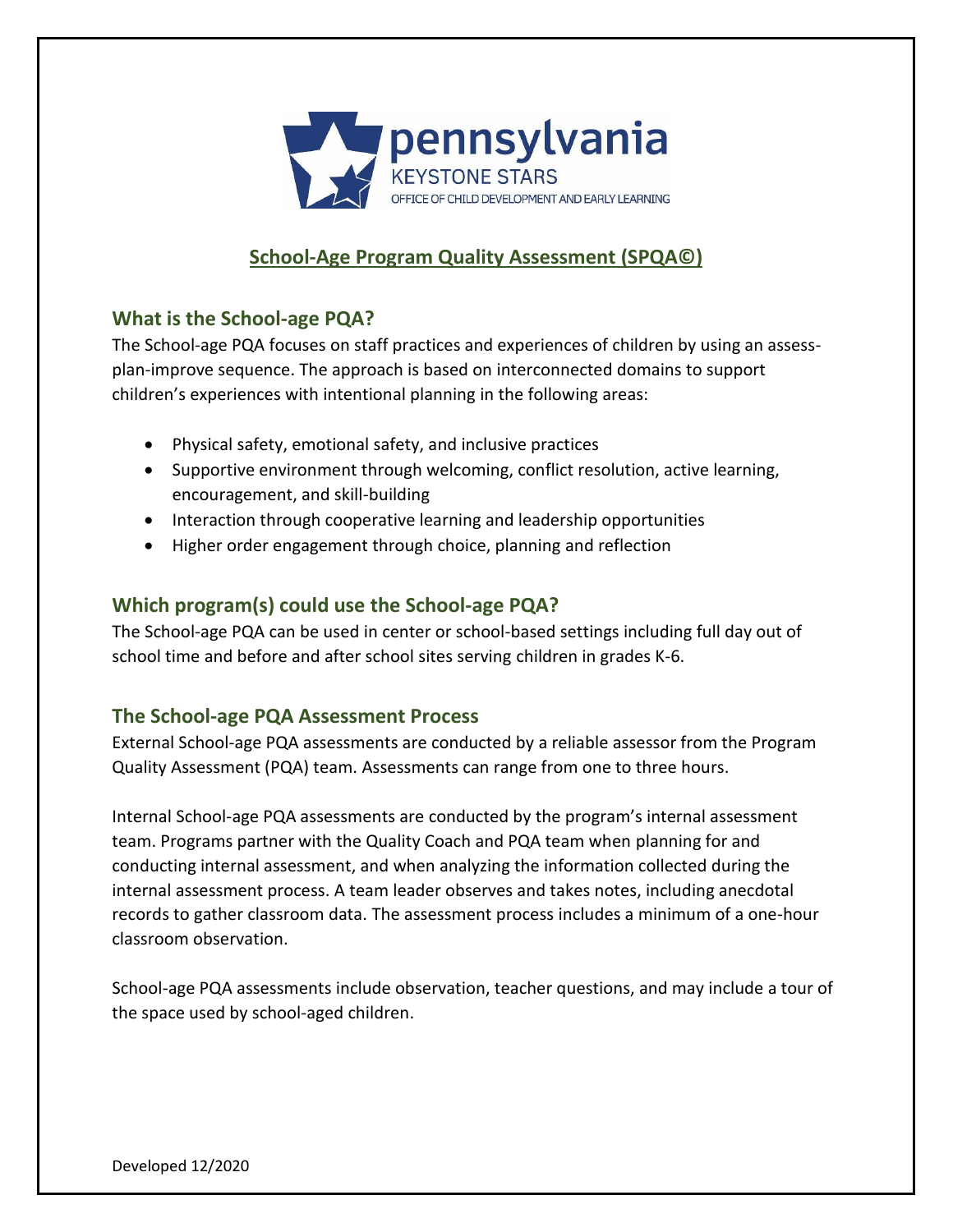pennsylvania
KEYSTONE STARS
OFFICE OF CHILD DEVELOPMENT AND EARLY LEARNING

# School-Age Program Quality Assessment (SPQA©)

## What is the School-age PQA?

The School-age PQA focuses on staff practices and experiences of children by using an assess-plan-improve sequence. The approach is based on interconnected domains to support children's experiences with intentional planning in the following areas:

- Physical safety, emotional safety, and inclusive practices
- Supportive environment through welcoming, conflict resolution, active learning, encouragement, and skill-building
- Interaction through cooperative learning and leadership opportunities
- Higher order engagement through choice, planning and reflection

## Which program(s) could use the School-age PQA?

The School-age PQA can be used in center or school-based settings including full day out of school time and before and after school sites serving children in grades K-6.

## The School-age PQA Assessment Process

External School-age PQA assessments are conducted by a reliable assessor from the Program Quality Assessment (PQA) team. Assessments can range from one to three hours.

Internal School-age PQA assessments are conducted by the program's internal assessment team. Programs partner with the Quality Coach and PQA team when planning for and conducting internal assessment, and when analyzing the information collected during the internal assessment process. A team leader observes and takes notes, including anecdotal records to gather classroom data. The assessment process includes a minimum of a one-hour classroom observation.

School-age PQA assessments include observation, teacher questions, and may include a tour of the space used by school-aged children.

Developed 12/2020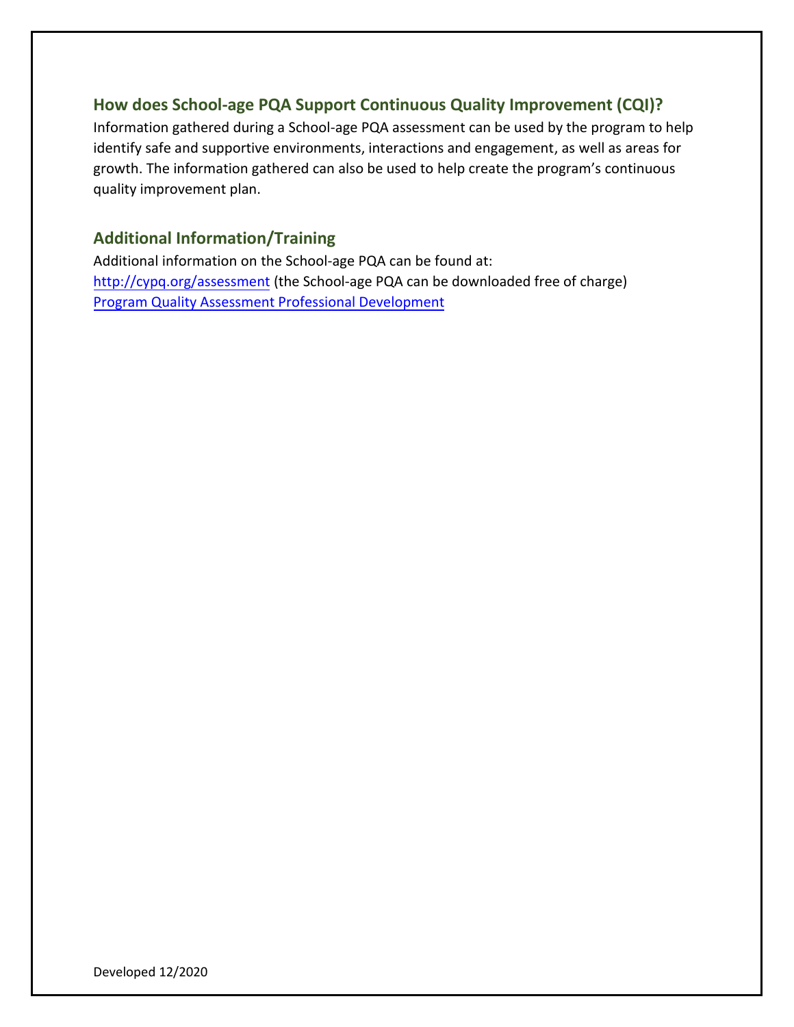## How does School-age PQA Support Continuous Quality Improvement (CQI)?

Information gathered during a School-age PQA assessment can be used by the program to help identify safe and supportive environments, interactions and engagement, as well as areas for growth. The information gathered can also be used to help create the program's continuous quality improvement plan.

## Additional Information/Training

Additional information on the School-age PQA can be found at:
[http://cypq.org/assessment](http://cypq.org/assessment) (the School-age PQA can be downloaded free of charge)
Program Quality Assessment Professional Development

Developed 12/2020